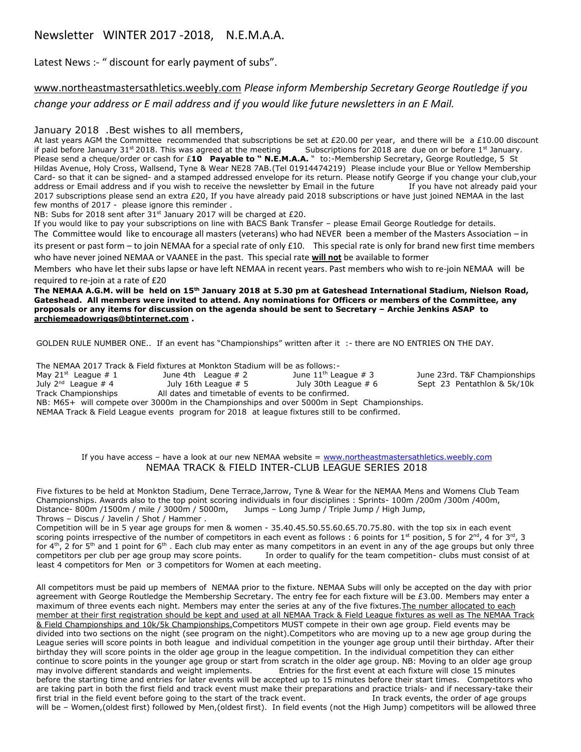# Newsletter WINTER 2017 -2018, N.E.M.A.A.

Latest News :- " discount for early payment of subs".

www.northeastmastersathletics.weebly.com *Please inform Membership Secretary George Routledge if you change your address or E mail address and if you would like future newsletters in an E Mail.*

January 2018 .Best wishes to all members,

At last years AGM the Committee recommended that subscriptions be set at £20.00 per year, and there will be a £10.00 discount if paid before January 31st 2018. This was agreed at the meeting Subscriptions for 2018 are due on or before 1st January. Please send a cheque/order or cash for £**10 Payable to " N.E.M.A.A.** " to:-Membership Secretary, George Routledge, 5 St Hildas Avenue, Holy Cross, Wallsend, Tyne & Wear NE28 7AB.(Tel 01914474219) Please include your Blue or Yellow Membership Card- so that it can be signed- and a stamped addressed envelope for its return. Please notify George if you change your club,your address or Email address and if you wish to receive the newsletter by Email in the future If you have not already paid your 2017 subscriptions please send an extra £20, If you have already paid 2018 subscriptions or have just joined NEMAA in the last few months of 2017 - please ignore this reminder .

NB: Subs for 2018 sent after 31st January 2017 will be charged at £20.

If you would like to pay your subscriptions on line with BACS Bank Transfer – please Email George Routledge for details.

The Committee would like to encourage all masters (veterans) who had NEVER been a member of the Masters Association – in its present or past form – to join NEMAA for a special rate of only £10. This special rate is only for brand new first time members who have never joined NEMAA or VAANEE in the past. This special rate **will not** be available to former

Members who have let their subs lapse or have left NEMAA in recent years. Past members who wish to re-join NEMAA will be required to re-join at a rate of £20

**The NEMAA A.G.M. will be held on 15th January 2018 at 5.30 pm at Gateshead International Stadium, Nielson Road, Gateshead. All members were invited to attend. Any nominations for Officers or members of the Committee, any proposals or any items for discussion on the agenda should be sent to Secretary – Archie Jenkins ASAP to archiemeadowriggs@btinternet.com .**

GOLDEN RULE NUMBER ONE.. If an event has "Championships" written after it :- there are NO ENTRIES ON THE DAY.

The NEMAA 2017 Track & Field fixtures at Monkton Stadium will be as follows:-

| | | | |
|---|---|---|---|
| May 21st League # 1 | June 4th League # 2 | June 11th League # 3 | June 23rd. T&F Championships |
| July 2nd League # 4 | July 16th League # 5 | July 30th League # 6 | Sept 23 Pentathlon & 5k/10k |
| Track Championships | All dates and timetable of events to be confirmed. | | |

NB: M65+ will compete over 3000m in the Championships and over 5000m in Sept Championships.

NEMAA Track & Field League events program for 2018 at league fixtures still to be confirmed.

If you have access – have a look at our new NEMAA website = www.northeastmastersathletics.weebly.com

## NEMAA TRACK & FIELD INTER-CLUB LEAGUE SERIES 2018

Five fixtures to be held at Monkton Stadium, Dene Terrace,Jarrow, Tyne & Wear for the NEMAA Mens and Womens Club Team Championships. Awards also to the top point scoring individuals in four disciplines : Sprints- 100m /200m /300m /400m, Distance- 800m /1500m / mile / 3000m / 5000m, Jumps – Long Jump / Triple Jump / High Jump, Throws – Discus / Javelin / Shot / Hammer .

Competition will be in 5 year age groups for men & women - 35.40.45.50.55.60.65.70.75.80. with the top six in each event scoring points irrespective of the number of competitors in each event as follows : 6 points for 1st position, 5 for 2nd, 4 for 3rd, 3 for 4th, 2 for 5th and 1 point for 6th . Each club may enter as many competitors in an event in any of the age groups but only three competitors per club per age group may score points. In order to qualify for the team competition- clubs must consist of at least 4 competitors for Men or 3 competitors for Women at each meeting.

All competitors must be paid up members of NEMAA prior to the fixture. NEMAA Subs will only be accepted on the day with prior agreement with George Routledge the Membership Secretary. The entry fee for each fixture will be £3.00. Members may enter a maximum of three events each night. Members may enter the series at any of the five fixtures.<u>The number allocated to each member at their first registration should be kept and used at all NEMAA Track & Field League fixtures as well as The NEMAA Track & Field Championships and 10k/5k Championships.</u>Competitors MUST compete in their own age group. Field events may be divided into two sections on the night (see program on the night).Competitors who are moving up to a new age group during the League series will score points in both league and individual competition in the younger age group until their birthday. After their birthday they will score points in the older age group in the league competition. In the individual competition they can either continue to score points in the younger age group or start from scratch in the older age group. NB: Moving to an older age group may involve different standards and weight implements. Entries for the first event at each fixture will close 15 minutes before the starting time and entries for later events will be accepted up to 15 minutes before their start times. Competitors who are taking part in both the first field and track event must make their preparations and practice trials- and if necessary-take their first trial in the field event before going to the start of the track event. In track events, the order of age groups will be – Women,(oldest first) followed by Men,(oldest first). In field events (not the High Jump) competitors will be allowed three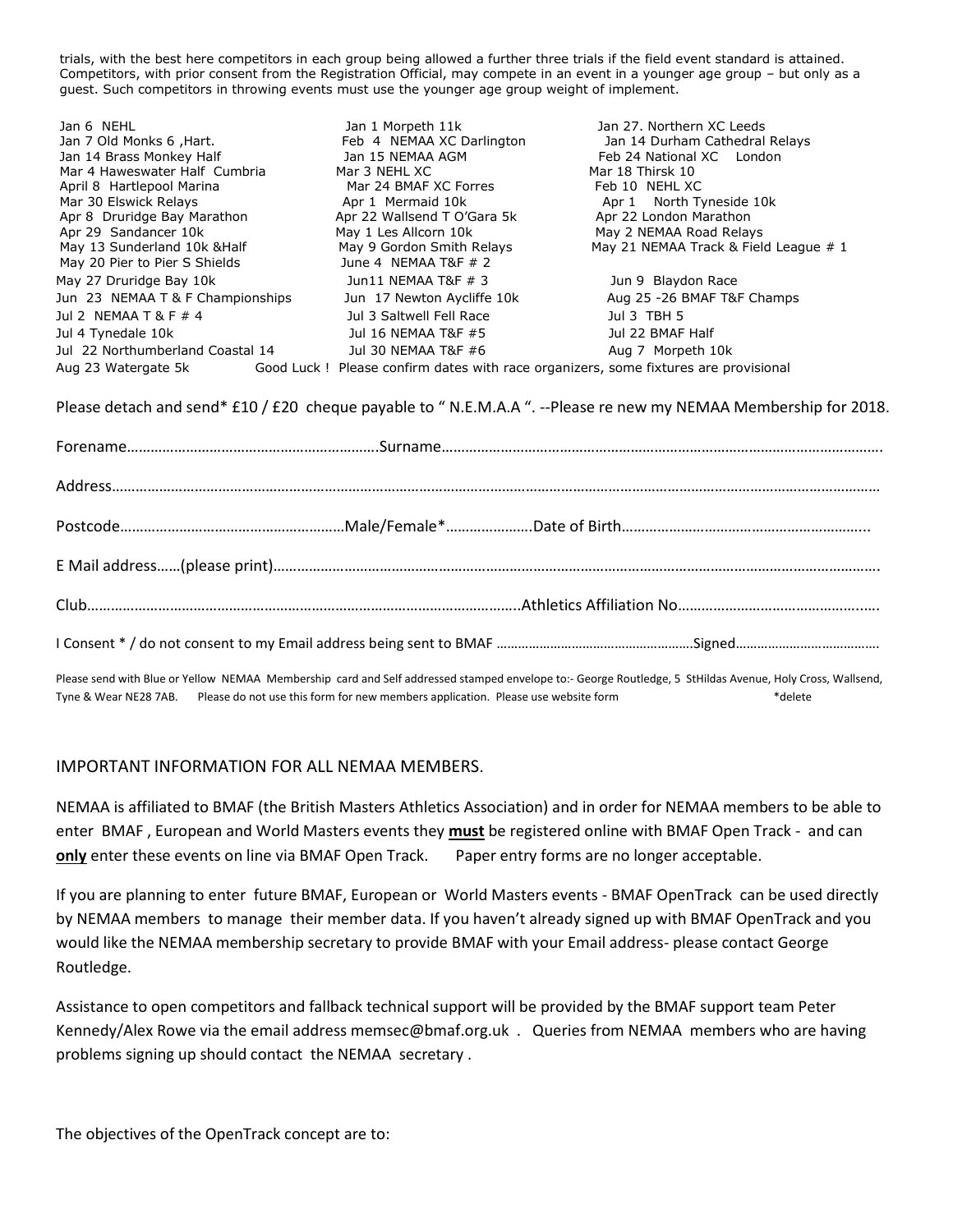trials, with the best here competitors in each group being allowed a further three trials if the field event standard is attained. Competitors, with prior consent from the Registration Official, may compete in an event in a younger age group – but only as a guest. Such competitors in throwing events must use the younger age group weight of implement.

| | | |
|---|---|---|
| Jan 6 NEHL | Jan 1 Morpeth 11k | Jan 27. Northern XC Leeds |
| Jan 7 Old Monks 6 ,Hart. | Feb 4 NEMAA XC Darlington | Jan 14 Durham Cathedral Relays |
| Jan 14 Brass Monkey Half | Jan 15 NEMAA AGM | Feb 24 National XC London |
| Mar 4 Haweswater Half Cumbria | Mar 3 NEHL XC | Mar 18 Thirsk 10 |
| April 8 Hartlepool Marina | Mar 24 BMAF XC Forres | Feb 10 NEHL XC |
| Mar 30 Elswick Relays | Apr 1 Mermaid 10k | Apr 1 North Tyneside 10k |
| Apr 8 Druridge Bay Marathon | Apr 22 Wallsend T O'Gara 5k | Apr 22 London Marathon |
| Apr 29 Sandancer 10k | May 1 Les Allcorn 10k | May 2 NEMAA Road Relays |
| May 13 Sunderland 10k &Half | May 9 Gordon Smith Relays | May 21 NEMAA Track & Field League # 1 |
| May 20 Pier to Pier S Shields | June 4 NEMAA T&F # 2 | |
| May 27 Druridge Bay 10k | Jun11 NEMAA T&F # 3 | Jun 9 Blaydon Race |
| Jun 23 NEMAA T & F Championships | Jun 17 Newton Aycliffe 10k | Aug 25 -26 BMAF T&F Champs |
| Jul 2 NEMAA T & F # 4 | Jul 3 Saltwell Fell Race | Jul 3 TBH 5 |
| Jul 4 Tynedale 10k | Jul 16 NEMAA T&F #5 | Jul 22 BMAF Half |
| Jul 22 Northumberland Coastal 14 | Jul 30 NEMAA T&F #6 | Aug 7 Morpeth 10k |
| Aug 23 Watergate 5k | | |

Good Luck ! Please confirm dates with race organizers, some fixtures are provisional

Please detach and send* £10 / £20 cheque payable to " N.E.M.A.A ". --Please re new my NEMAA Membership for 2018.

Forename…………………………………………………….Surname…………………………………………………………………………………………….

Address…………………………………………………………………………………………………………………………………………………………………

Postcode…………………………………………………Male/Female*…………………Date of Birth……………………………………………………..

E Mail address……(please print)……………………………………………………………………………………………………………………………….

Club………………………………………………………………………………………………..Athletics Affiliation No……………………………………..….

I Consent * / do not consent to my Email address being sent to BMAF ………………………………………………Signed…………………………………

Please send with Blue or Yellow NEMAA Membership card and Self addressed stamped envelope to:- George Routledge, 5 StHildas Avenue, Holy Cross, Wallsend, Tyne & Wear NE28 7AB. Please do not use this form for new members application. Please use website form *delete

## IMPORTANT INFORMATION FOR ALL NEMAA MEMBERS.

NEMAA is affiliated to BMAF (the British Masters Athletics Association) and in order for NEMAA members to be able to enter BMAF , European and World Masters events they **must** be registered online with BMAF Open Track - and can **only** enter these events on line via BMAF Open Track. Paper entry forms are no longer acceptable.

If you are planning to enter future BMAF, European or World Masters events - BMAF OpenTrack can be used directly by NEMAA members to manage their member data. If you haven't already signed up with BMAF OpenTrack and you would like the NEMAA membership secretary to provide BMAF with your Email address- please contact George Routledge.

Assistance to open competitors and fallback technical support will be provided by the BMAF support team Peter Kennedy/Alex Rowe via the email address memsec@bmaf.org.uk . Queries from NEMAA members who are having problems signing up should contact the NEMAA secretary .

The objectives of the OpenTrack concept are to: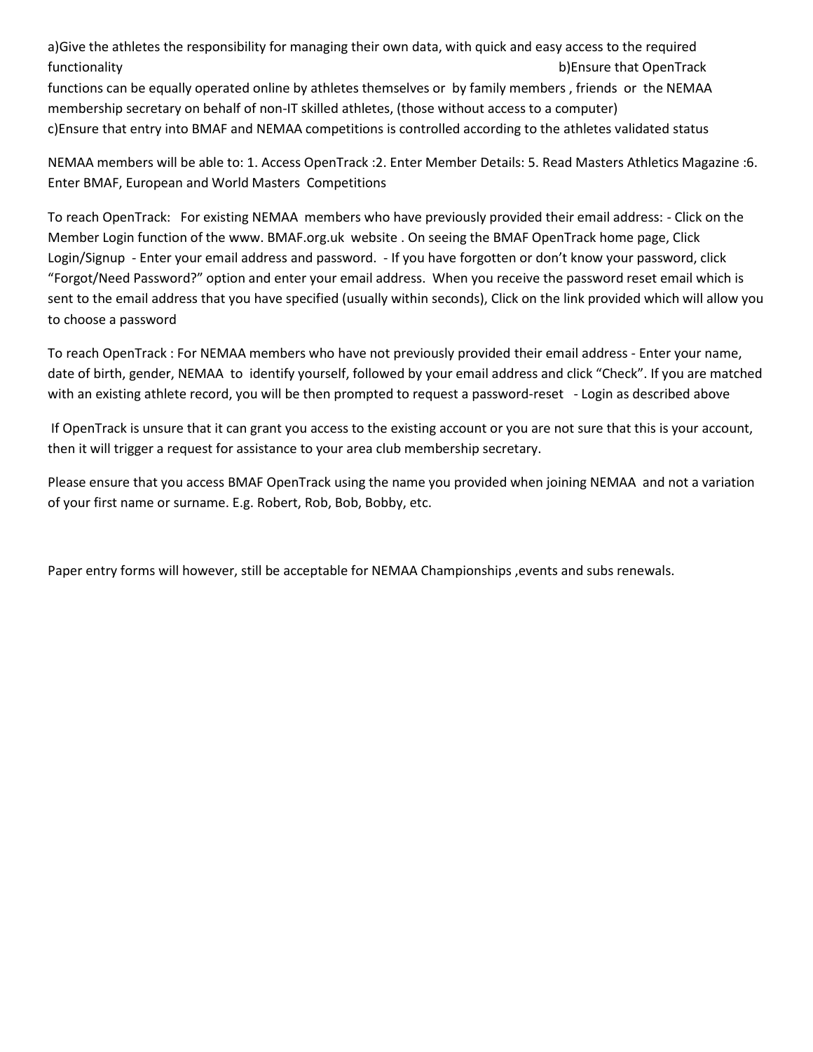a)Give the athletes the responsibility for managing their own data, with quick and easy access to the required functionality

b)Ensure that OpenTrack functions can be equally operated online by athletes themselves or by family members , friends or the NEMAA membership secretary on behalf of non-IT skilled athletes, (those without access to a computer)

c)Ensure that entry into BMAF and NEMAA competitions is controlled according to the athletes validated status

NEMAA members will be able to: 1. Access OpenTrack :2. Enter Member Details: 5. Read Masters Athletics Magazine :6. Enter BMAF, European and World Masters Competitions

To reach OpenTrack: For existing NEMAA members who have previously provided their email address: - Click on the Member Login function of the www. BMAF.org.uk website . On seeing the BMAF OpenTrack home page, Click Login/Signup - Enter your email address and password. - If you have forgotten or don't know your password, click "Forgot/Need Password?" option and enter your email address. When you receive the password reset email which is sent to the email address that you have specified (usually within seconds), Click on the link provided which will allow you to choose a password

To reach OpenTrack : For NEMAA members who have not previously provided their email address - Enter your name, date of birth, gender, NEMAA to identify yourself, followed by your email address and click "Check". If you are matched with an existing athlete record, you will be then prompted to request a password-reset - Login as described above

If OpenTrack is unsure that it can grant you access to the existing account or you are not sure that this is your account, then it will trigger a request for assistance to your area club membership secretary.

Please ensure that you access BMAF OpenTrack using the name you provided when joining NEMAA and not a variation of your first name or surname. E.g. Robert, Rob, Bob, Bobby, etc.

Paper entry forms will however, still be acceptable for NEMAA Championships ,events and subs renewals.